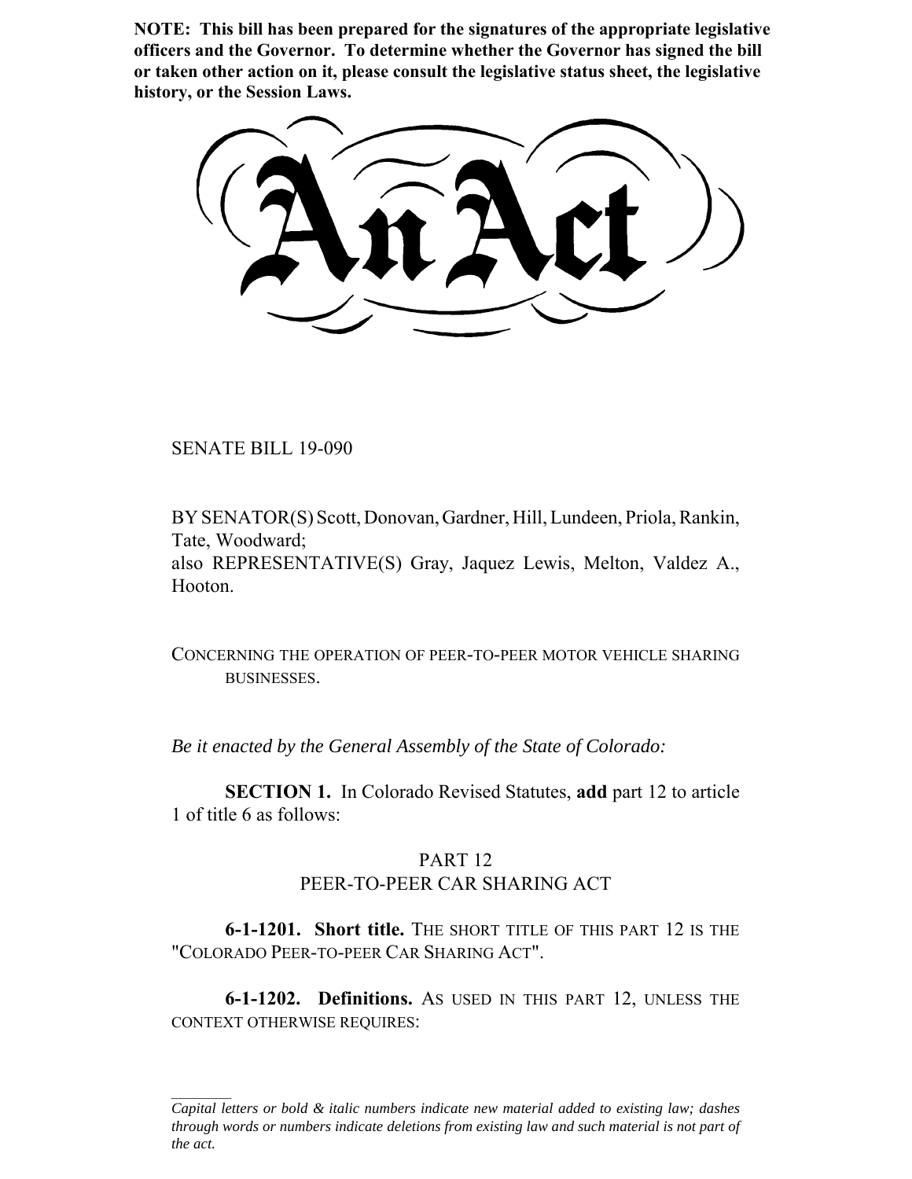**NOTE: This bill has been prepared for the signatures of the appropriate legislative officers and the Governor. To determine whether the Governor has signed the bill or taken other action on it, please consult the legislative status sheet, the legislative history, or the Session Laws.**

# An Act

SENATE BILL 19-090

BY SENATOR(S) Scott, Donovan, Gardner, Hill, Lundeen, Priola, Rankin, Tate, Woodward;
also REPRESENTATIVE(S) Gray, Jaquez Lewis, Melton, Valdez A., Hooton.

CONCERNING THE OPERATION OF PEER-TO-PEER MOTOR VEHICLE SHARING BUSINESSES.

*Be it enacted by the General Assembly of the State of Colorado:*

**SECTION 1.** In Colorado Revised Statutes, **add** part 12 to article 1 of title 6 as follows:

PART 12
PEER-TO-PEER CAR SHARING ACT

**6-1-1201. Short title.** THE SHORT TITLE OF THIS PART 12 IS THE "COLORADO PEER-TO-PEER CAR SHARING ACT".

**6-1-1202. Definitions.** AS USED IN THIS PART 12, UNLESS THE CONTEXT OTHERWISE REQUIRES:

---

*Capital letters or bold & italic numbers indicate new material added to existing law; dashes through words or numbers indicate deletions from existing law and such material is not part of the act.*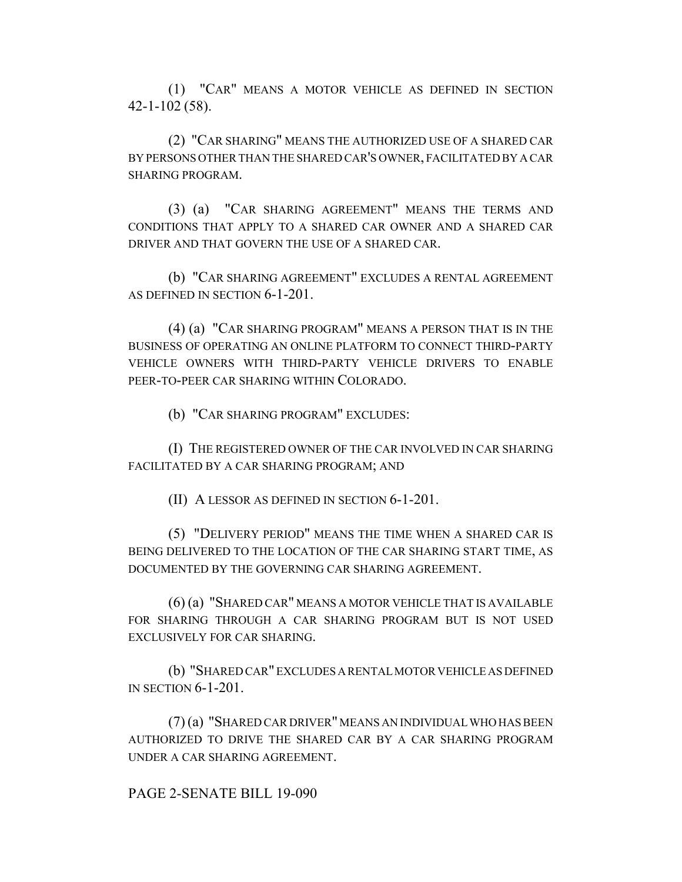(1) "CAR" MEANS A MOTOR VEHICLE AS DEFINED IN SECTION 42-1-102 (58).

(2) "CAR SHARING" MEANS THE AUTHORIZED USE OF A SHARED CAR BY PERSONS OTHER THAN THE SHARED CAR'S OWNER, FACILITATED BY A CAR SHARING PROGRAM.

(3) (a) "CAR SHARING AGREEMENT" MEANS THE TERMS AND CONDITIONS THAT APPLY TO A SHARED CAR OWNER AND A SHARED CAR DRIVER AND THAT GOVERN THE USE OF A SHARED CAR.

(b) "CAR SHARING AGREEMENT" EXCLUDES A RENTAL AGREEMENT AS DEFINED IN SECTION 6-1-201.

(4) (a) "CAR SHARING PROGRAM" MEANS A PERSON THAT IS IN THE BUSINESS OF OPERATING AN ONLINE PLATFORM TO CONNECT THIRD-PARTY VEHICLE OWNERS WITH THIRD-PARTY VEHICLE DRIVERS TO ENABLE PEER-TO-PEER CAR SHARING WITHIN COLORADO.

(b) "CAR SHARING PROGRAM" EXCLUDES:

(I) THE REGISTERED OWNER OF THE CAR INVOLVED IN CAR SHARING FACILITATED BY A CAR SHARING PROGRAM; AND

(II) A LESSOR AS DEFINED IN SECTION 6-1-201.

(5) "DELIVERY PERIOD" MEANS THE TIME WHEN A SHARED CAR IS BEING DELIVERED TO THE LOCATION OF THE CAR SHARING START TIME, AS DOCUMENTED BY THE GOVERNING CAR SHARING AGREEMENT.

(6) (a) "SHARED CAR" MEANS A MOTOR VEHICLE THAT IS AVAILABLE FOR SHARING THROUGH A CAR SHARING PROGRAM BUT IS NOT USED EXCLUSIVELY FOR CAR SHARING.

(b) "SHARED CAR" EXCLUDES A RENTAL MOTOR VEHICLE AS DEFINED IN SECTION 6-1-201.

(7) (a) "SHARED CAR DRIVER" MEANS AN INDIVIDUAL WHO HAS BEEN AUTHORIZED TO DRIVE THE SHARED CAR BY A CAR SHARING PROGRAM UNDER A CAR SHARING AGREEMENT.

PAGE 2-SENATE BILL 19-090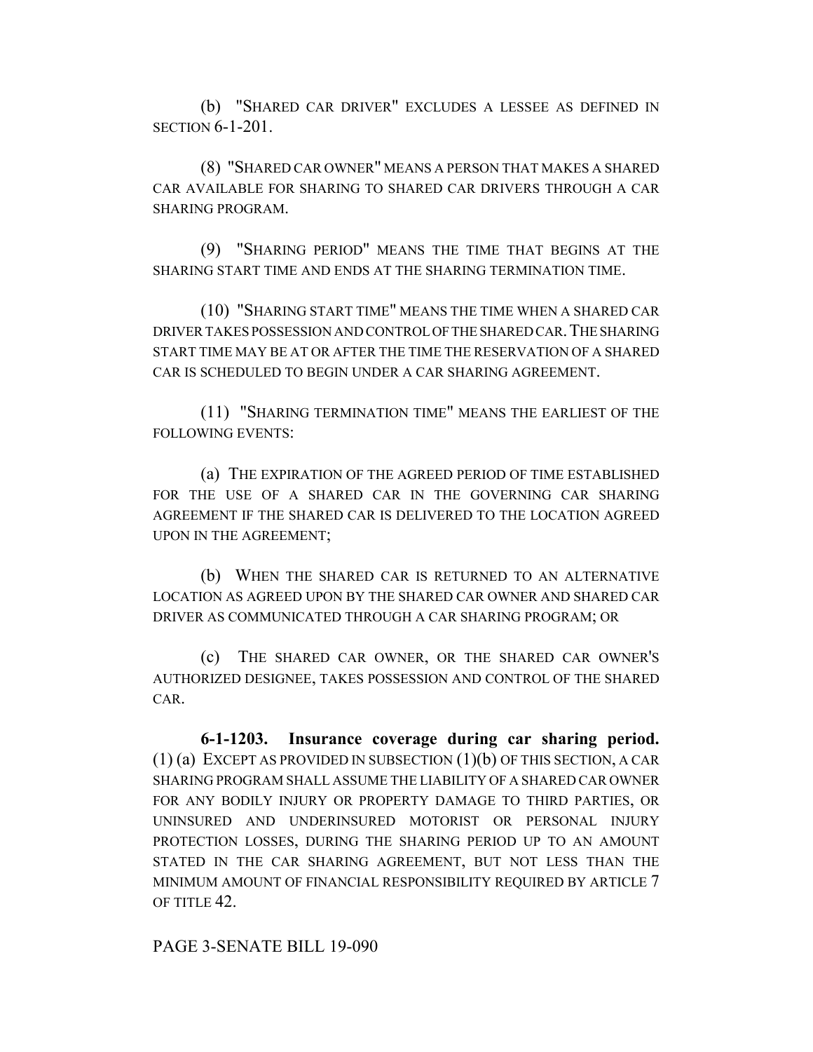(b) "SHARED CAR DRIVER" EXCLUDES A LESSEE AS DEFINED IN SECTION 6-1-201.

(8) "SHARED CAR OWNER" MEANS A PERSON THAT MAKES A SHARED CAR AVAILABLE FOR SHARING TO SHARED CAR DRIVERS THROUGH A CAR SHARING PROGRAM.

(9) "SHARING PERIOD" MEANS THE TIME THAT BEGINS AT THE SHARING START TIME AND ENDS AT THE SHARING TERMINATION TIME.

(10) "SHARING START TIME" MEANS THE TIME WHEN A SHARED CAR DRIVER TAKES POSSESSION AND CONTROL OF THE SHARED CAR. THE SHARING START TIME MAY BE AT OR AFTER THE TIME THE RESERVATION OF A SHARED CAR IS SCHEDULED TO BEGIN UNDER A CAR SHARING AGREEMENT.

(11) "SHARING TERMINATION TIME" MEANS THE EARLIEST OF THE FOLLOWING EVENTS:

(a) THE EXPIRATION OF THE AGREED PERIOD OF TIME ESTABLISHED FOR THE USE OF A SHARED CAR IN THE GOVERNING CAR SHARING AGREEMENT IF THE SHARED CAR IS DELIVERED TO THE LOCATION AGREED UPON IN THE AGREEMENT;

(b) WHEN THE SHARED CAR IS RETURNED TO AN ALTERNATIVE LOCATION AS AGREED UPON BY THE SHARED CAR OWNER AND SHARED CAR DRIVER AS COMMUNICATED THROUGH A CAR SHARING PROGRAM; OR

(c) THE SHARED CAR OWNER, OR THE SHARED CAR OWNER'S AUTHORIZED DESIGNEE, TAKES POSSESSION AND CONTROL OF THE SHARED CAR.

**6-1-1203. Insurance coverage during car sharing period.** (1) (a) EXCEPT AS PROVIDED IN SUBSECTION (1)(b) OF THIS SECTION, A CAR SHARING PROGRAM SHALL ASSUME THE LIABILITY OF A SHARED CAR OWNER FOR ANY BODILY INJURY OR PROPERTY DAMAGE TO THIRD PARTIES, OR UNINSURED AND UNDERINSURED MOTORIST OR PERSONAL INJURY PROTECTION LOSSES, DURING THE SHARING PERIOD UP TO AN AMOUNT STATED IN THE CAR SHARING AGREEMENT, BUT NOT LESS THAN THE MINIMUM AMOUNT OF FINANCIAL RESPONSIBILITY REQUIRED BY ARTICLE 7 OF TITLE 42.

PAGE 3-SENATE BILL 19-090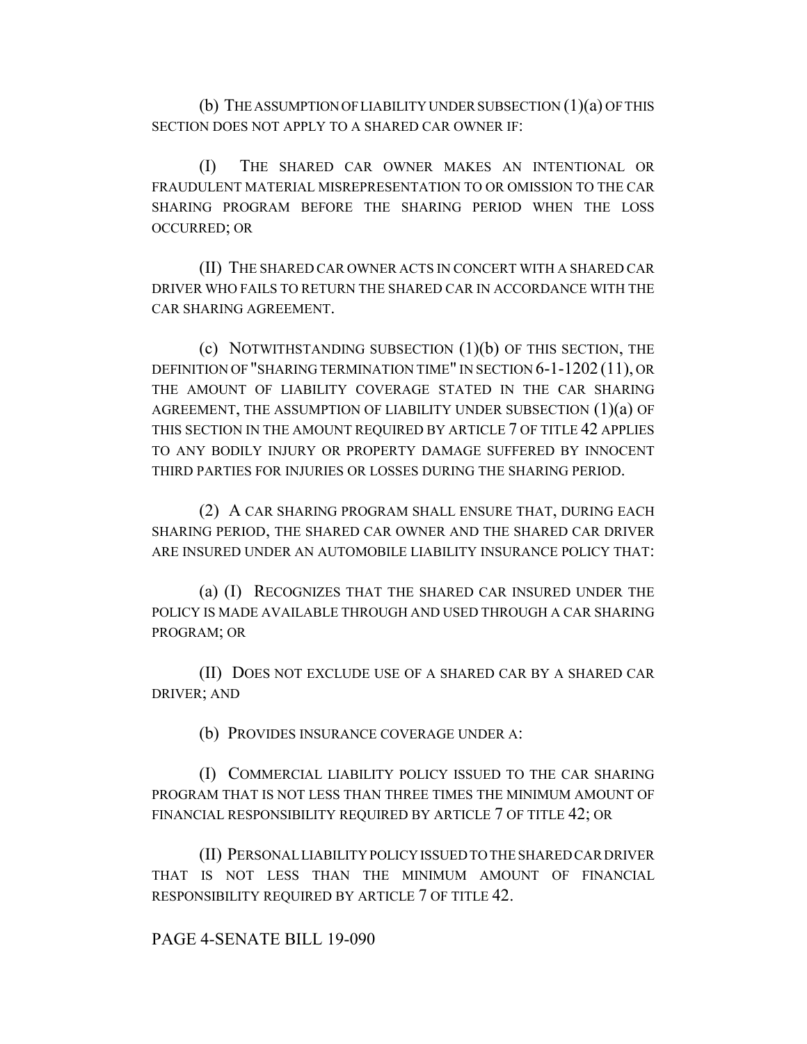(b) THE ASSUMPTION OF LIABILITY UNDER SUBSECTION (1)(a) OF THIS SECTION DOES NOT APPLY TO A SHARED CAR OWNER IF:

(I) THE SHARED CAR OWNER MAKES AN INTENTIONAL OR FRAUDULENT MATERIAL MISREPRESENTATION TO OR OMISSION TO THE CAR SHARING PROGRAM BEFORE THE SHARING PERIOD WHEN THE LOSS OCCURRED; OR

(II) THE SHARED CAR OWNER ACTS IN CONCERT WITH A SHARED CAR DRIVER WHO FAILS TO RETURN THE SHARED CAR IN ACCORDANCE WITH THE CAR SHARING AGREEMENT.

(c) NOTWITHSTANDING SUBSECTION (1)(b) OF THIS SECTION, THE DEFINITION OF "SHARING TERMINATION TIME" IN SECTION 6-1-1202 (11), OR THE AMOUNT OF LIABILITY COVERAGE STATED IN THE CAR SHARING AGREEMENT, THE ASSUMPTION OF LIABILITY UNDER SUBSECTION (1)(a) OF THIS SECTION IN THE AMOUNT REQUIRED BY ARTICLE 7 OF TITLE 42 APPLIES TO ANY BODILY INJURY OR PROPERTY DAMAGE SUFFERED BY INNOCENT THIRD PARTIES FOR INJURIES OR LOSSES DURING THE SHARING PERIOD.

(2) A CAR SHARING PROGRAM SHALL ENSURE THAT, DURING EACH SHARING PERIOD, THE SHARED CAR OWNER AND THE SHARED CAR DRIVER ARE INSURED UNDER AN AUTOMOBILE LIABILITY INSURANCE POLICY THAT:

(a) (I) RECOGNIZES THAT THE SHARED CAR INSURED UNDER THE POLICY IS MADE AVAILABLE THROUGH AND USED THROUGH A CAR SHARING PROGRAM; OR

(II) DOES NOT EXCLUDE USE OF A SHARED CAR BY A SHARED CAR DRIVER; AND

(b) PROVIDES INSURANCE COVERAGE UNDER A:

(I) COMMERCIAL LIABILITY POLICY ISSUED TO THE CAR SHARING PROGRAM THAT IS NOT LESS THAN THREE TIMES THE MINIMUM AMOUNT OF FINANCIAL RESPONSIBILITY REQUIRED BY ARTICLE 7 OF TITLE 42; OR

(II) PERSONAL LIABILITY POLICY ISSUED TO THE SHARED CAR DRIVER THAT IS NOT LESS THAN THE MINIMUM AMOUNT OF FINANCIAL RESPONSIBILITY REQUIRED BY ARTICLE 7 OF TITLE 42.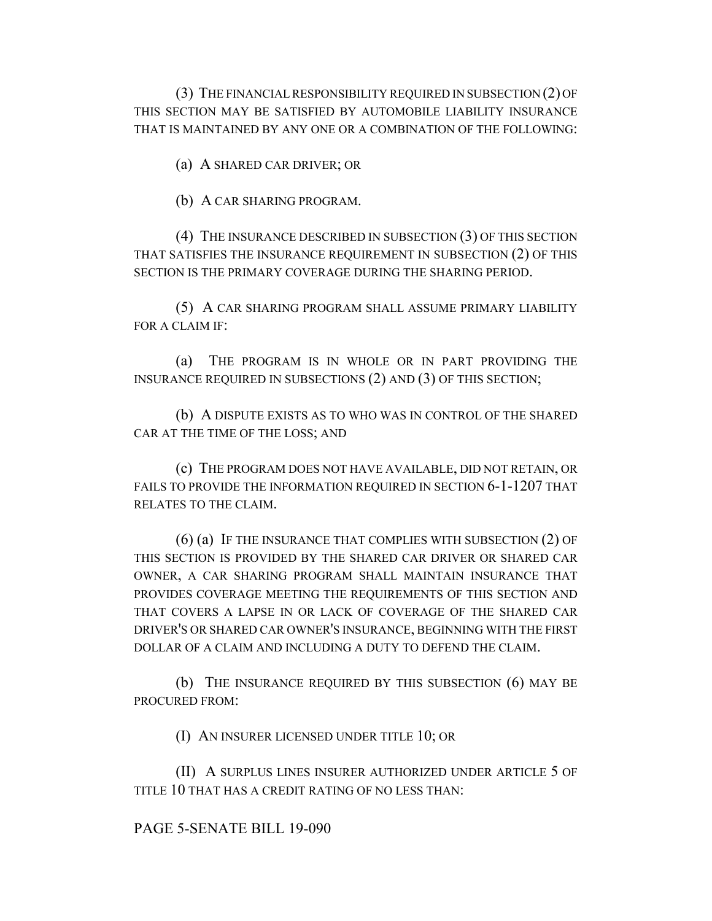(3) THE FINANCIAL RESPONSIBILITY REQUIRED IN SUBSECTION (2) OF THIS SECTION MAY BE SATISFIED BY AUTOMOBILE LIABILITY INSURANCE THAT IS MAINTAINED BY ANY ONE OR A COMBINATION OF THE FOLLOWING:

(a) A SHARED CAR DRIVER; OR

(b) A CAR SHARING PROGRAM.

(4) THE INSURANCE DESCRIBED IN SUBSECTION (3) OF THIS SECTION THAT SATISFIES THE INSURANCE REQUIREMENT IN SUBSECTION (2) OF THIS SECTION IS THE PRIMARY COVERAGE DURING THE SHARING PERIOD.

(5) A CAR SHARING PROGRAM SHALL ASSUME PRIMARY LIABILITY FOR A CLAIM IF:

(a) THE PROGRAM IS IN WHOLE OR IN PART PROVIDING THE INSURANCE REQUIRED IN SUBSECTIONS (2) AND (3) OF THIS SECTION;

(b) A DISPUTE EXISTS AS TO WHO WAS IN CONTROL OF THE SHARED CAR AT THE TIME OF THE LOSS; AND

(c) THE PROGRAM DOES NOT HAVE AVAILABLE, DID NOT RETAIN, OR FAILS TO PROVIDE THE INFORMATION REQUIRED IN SECTION 6-1-1207 THAT RELATES TO THE CLAIM.

(6) (a) IF THE INSURANCE THAT COMPLIES WITH SUBSECTION (2) OF THIS SECTION IS PROVIDED BY THE SHARED CAR DRIVER OR SHARED CAR OWNER, A CAR SHARING PROGRAM SHALL MAINTAIN INSURANCE THAT PROVIDES COVERAGE MEETING THE REQUIREMENTS OF THIS SECTION AND THAT COVERS A LAPSE IN OR LACK OF COVERAGE OF THE SHARED CAR DRIVER'S OR SHARED CAR OWNER'S INSURANCE, BEGINNING WITH THE FIRST DOLLAR OF A CLAIM AND INCLUDING A DUTY TO DEFEND THE CLAIM.

(b) THE INSURANCE REQUIRED BY THIS SUBSECTION (6) MAY BE PROCURED FROM:

(I) AN INSURER LICENSED UNDER TITLE 10; OR

(II) A SURPLUS LINES INSURER AUTHORIZED UNDER ARTICLE 5 OF TITLE 10 THAT HAS A CREDIT RATING OF NO LESS THAN:

PAGE 5-SENATE BILL 19-090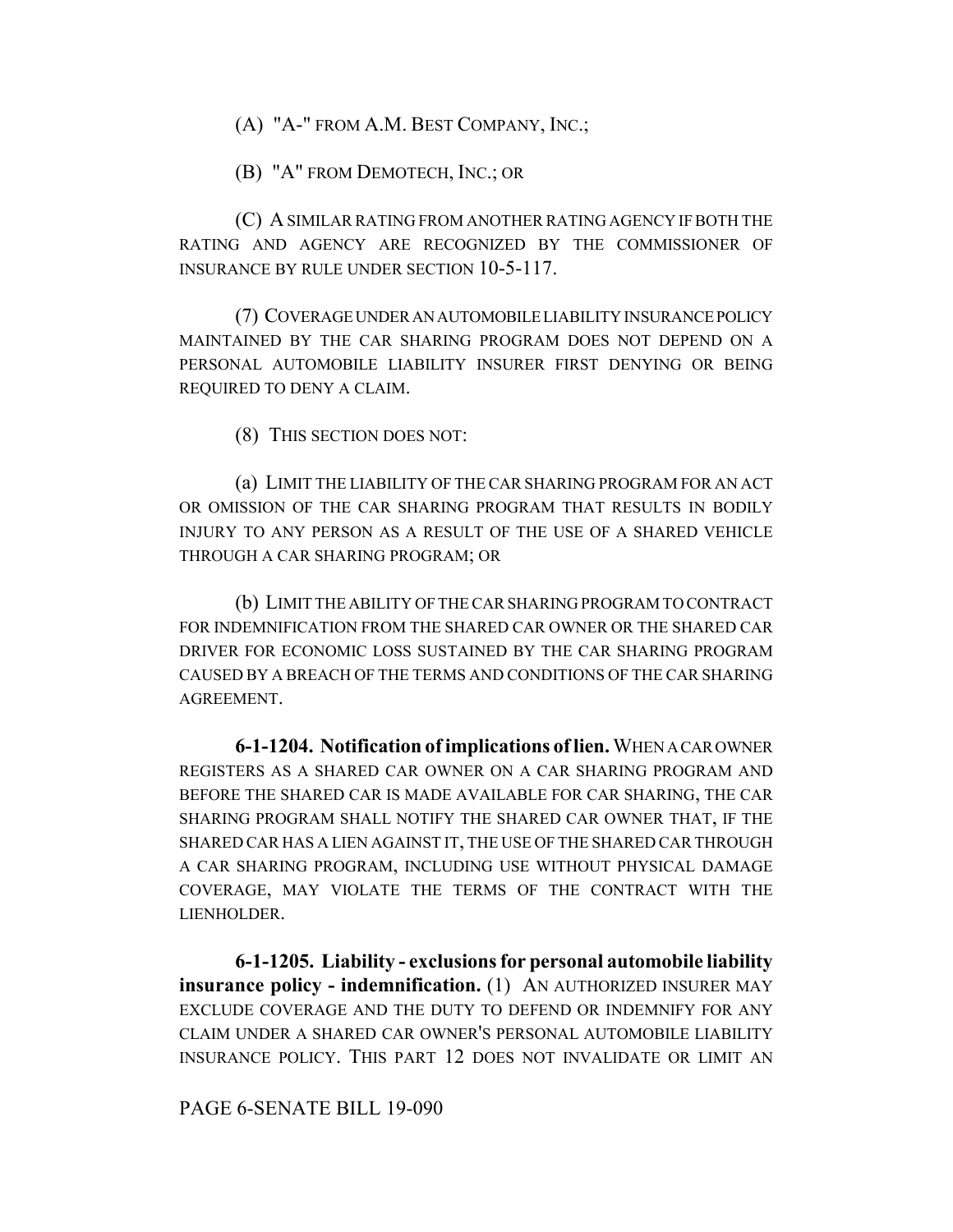(A) "A-" FROM A.M. BEST COMPANY, INC.;

(B) "A" FROM DEMOTECH, INC.; OR

(C) A SIMILAR RATING FROM ANOTHER RATING AGENCY IF BOTH THE RATING AND AGENCY ARE RECOGNIZED BY THE COMMISSIONER OF INSURANCE BY RULE UNDER SECTION 10-5-117.

(7) COVERAGE UNDER AN AUTOMOBILE LIABILITY INSURANCE POLICY MAINTAINED BY THE CAR SHARING PROGRAM DOES NOT DEPEND ON A PERSONAL AUTOMOBILE LIABILITY INSURER FIRST DENYING OR BEING REQUIRED TO DENY A CLAIM.

(8) THIS SECTION DOES NOT:

(a) LIMIT THE LIABILITY OF THE CAR SHARING PROGRAM FOR AN ACT OR OMISSION OF THE CAR SHARING PROGRAM THAT RESULTS IN BODILY INJURY TO ANY PERSON AS A RESULT OF THE USE OF A SHARED VEHICLE THROUGH A CAR SHARING PROGRAM; OR

(b) LIMIT THE ABILITY OF THE CAR SHARING PROGRAM TO CONTRACT FOR INDEMNIFICATION FROM THE SHARED CAR OWNER OR THE SHARED CAR DRIVER FOR ECONOMIC LOSS SUSTAINED BY THE CAR SHARING PROGRAM CAUSED BY A BREACH OF THE TERMS AND CONDITIONS OF THE CAR SHARING AGREEMENT.

**6-1-1204. Notification of implications of lien.** WHEN A CAR OWNER REGISTERS AS A SHARED CAR OWNER ON A CAR SHARING PROGRAM AND BEFORE THE SHARED CAR IS MADE AVAILABLE FOR CAR SHARING, THE CAR SHARING PROGRAM SHALL NOTIFY THE SHARED CAR OWNER THAT, IF THE SHARED CAR HAS A LIEN AGAINST IT, THE USE OF THE SHARED CAR THROUGH A CAR SHARING PROGRAM, INCLUDING USE WITHOUT PHYSICAL DAMAGE COVERAGE, MAY VIOLATE THE TERMS OF THE CONTRACT WITH THE LIENHOLDER.

**6-1-1205. Liability - exclusions for personal automobile liability insurance policy - indemnification.** (1) AN AUTHORIZED INSURER MAY EXCLUDE COVERAGE AND THE DUTY TO DEFEND OR INDEMNIFY FOR ANY CLAIM UNDER A SHARED CAR OWNER'S PERSONAL AUTOMOBILE LIABILITY INSURANCE POLICY. THIS PART 12 DOES NOT INVALIDATE OR LIMIT AN

PAGE 6-SENATE BILL 19-090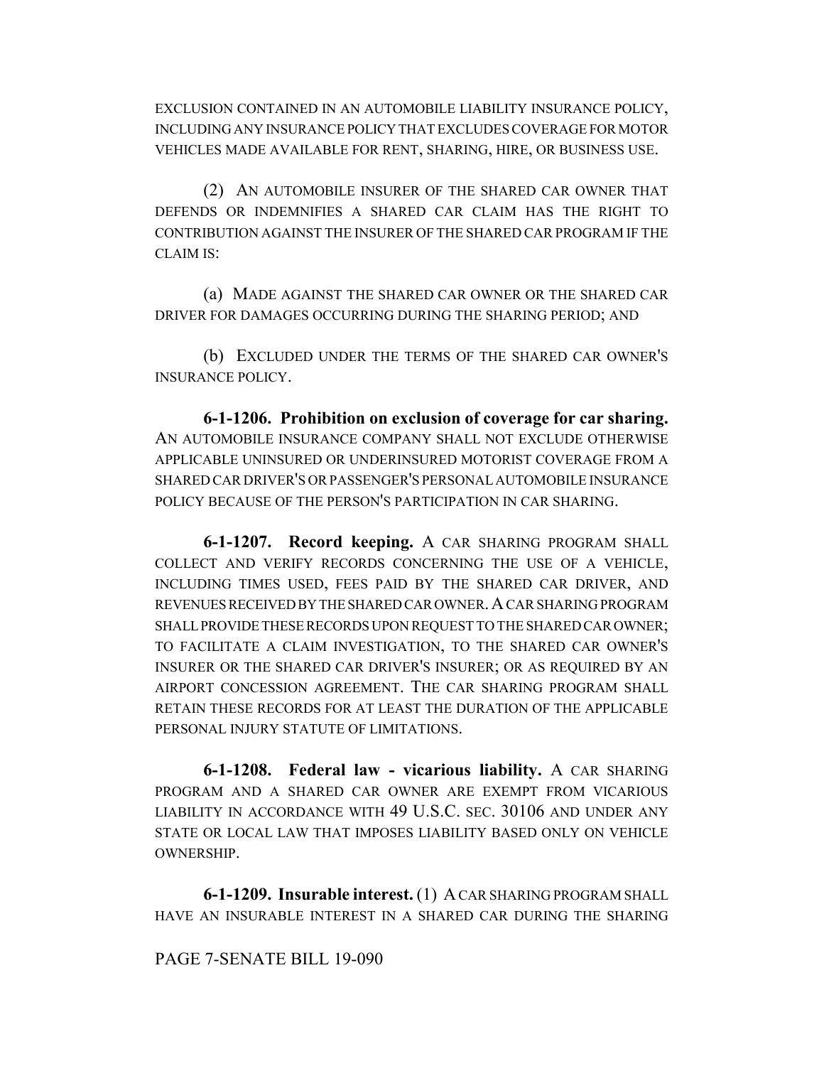EXCLUSION CONTAINED IN AN AUTOMOBILE LIABILITY INSURANCE POLICY, INCLUDING ANY INSURANCE POLICY THAT EXCLUDES COVERAGE FOR MOTOR VEHICLES MADE AVAILABLE FOR RENT, SHARING, HIRE, OR BUSINESS USE.

(2) AN AUTOMOBILE INSURER OF THE SHARED CAR OWNER THAT DEFENDS OR INDEMNIFIES A SHARED CAR CLAIM HAS THE RIGHT TO CONTRIBUTION AGAINST THE INSURER OF THE SHARED CAR PROGRAM IF THE CLAIM IS:

(a) MADE AGAINST THE SHARED CAR OWNER OR THE SHARED CAR DRIVER FOR DAMAGES OCCURRING DURING THE SHARING PERIOD; AND

(b) EXCLUDED UNDER THE TERMS OF THE SHARED CAR OWNER'S INSURANCE POLICY.

**6-1-1206. Prohibition on exclusion of coverage for car sharing.** AN AUTOMOBILE INSURANCE COMPANY SHALL NOT EXCLUDE OTHERWISE APPLICABLE UNINSURED OR UNDERINSURED MOTORIST COVERAGE FROM A SHARED CAR DRIVER'S OR PASSENGER'S PERSONAL AUTOMOBILE INSURANCE POLICY BECAUSE OF THE PERSON'S PARTICIPATION IN CAR SHARING.

**6-1-1207. Record keeping.** A CAR SHARING PROGRAM SHALL COLLECT AND VERIFY RECORDS CONCERNING THE USE OF A VEHICLE, INCLUDING TIMES USED, FEES PAID BY THE SHARED CAR DRIVER, AND REVENUES RECEIVED BY THE SHARED CAR OWNER. A CAR SHARING PROGRAM SHALL PROVIDE THESE RECORDS UPON REQUEST TO THE SHARED CAR OWNER; TO FACILITATE A CLAIM INVESTIGATION, TO THE SHARED CAR OWNER'S INSURER OR THE SHARED CAR DRIVER'S INSURER; OR AS REQUIRED BY AN AIRPORT CONCESSION AGREEMENT. THE CAR SHARING PROGRAM SHALL RETAIN THESE RECORDS FOR AT LEAST THE DURATION OF THE APPLICABLE PERSONAL INJURY STATUTE OF LIMITATIONS.

**6-1-1208. Federal law - vicarious liability.** A CAR SHARING PROGRAM AND A SHARED CAR OWNER ARE EXEMPT FROM VICARIOUS LIABILITY IN ACCORDANCE WITH 49 U.S.C. SEC. 30106 AND UNDER ANY STATE OR LOCAL LAW THAT IMPOSES LIABILITY BASED ONLY ON VEHICLE OWNERSHIP.

**6-1-1209. Insurable interest.** (1) A CAR SHARING PROGRAM SHALL HAVE AN INSURABLE INTEREST IN A SHARED CAR DURING THE SHARING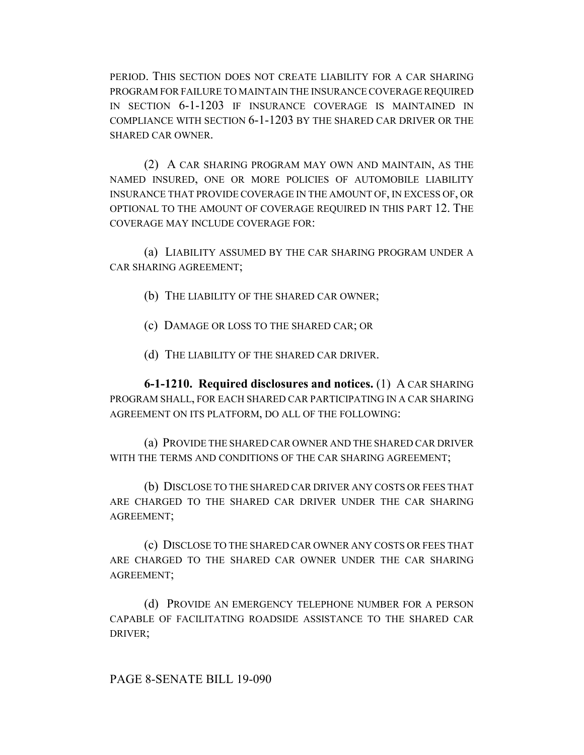PERIOD. THIS SECTION DOES NOT CREATE LIABILITY FOR A CAR SHARING PROGRAM FOR FAILURE TO MAINTAIN THE INSURANCE COVERAGE REQUIRED IN SECTION 6-1-1203 IF INSURANCE COVERAGE IS MAINTAINED IN COMPLIANCE WITH SECTION 6-1-1203 BY THE SHARED CAR DRIVER OR THE SHARED CAR OWNER.

(2) A CAR SHARING PROGRAM MAY OWN AND MAINTAIN, AS THE NAMED INSURED, ONE OR MORE POLICIES OF AUTOMOBILE LIABILITY INSURANCE THAT PROVIDE COVERAGE IN THE AMOUNT OF, IN EXCESS OF, OR OPTIONAL TO THE AMOUNT OF COVERAGE REQUIRED IN THIS PART 12. THE COVERAGE MAY INCLUDE COVERAGE FOR:

(a) LIABILITY ASSUMED BY THE CAR SHARING PROGRAM UNDER A CAR SHARING AGREEMENT;

(b) THE LIABILITY OF THE SHARED CAR OWNER;

(c) DAMAGE OR LOSS TO THE SHARED CAR; OR

(d) THE LIABILITY OF THE SHARED CAR DRIVER.

**6-1-1210. Required disclosures and notices.** (1) A CAR SHARING PROGRAM SHALL, FOR EACH SHARED CAR PARTICIPATING IN A CAR SHARING AGREEMENT ON ITS PLATFORM, DO ALL OF THE FOLLOWING:

(a) PROVIDE THE SHARED CAR OWNER AND THE SHARED CAR DRIVER WITH THE TERMS AND CONDITIONS OF THE CAR SHARING AGREEMENT;

(b) DISCLOSE TO THE SHARED CAR DRIVER ANY COSTS OR FEES THAT ARE CHARGED TO THE SHARED CAR DRIVER UNDER THE CAR SHARING AGREEMENT;

(c) DISCLOSE TO THE SHARED CAR OWNER ANY COSTS OR FEES THAT ARE CHARGED TO THE SHARED CAR OWNER UNDER THE CAR SHARING AGREEMENT;

(d) PROVIDE AN EMERGENCY TELEPHONE NUMBER FOR A PERSON CAPABLE OF FACILITATING ROADSIDE ASSISTANCE TO THE SHARED CAR DRIVER;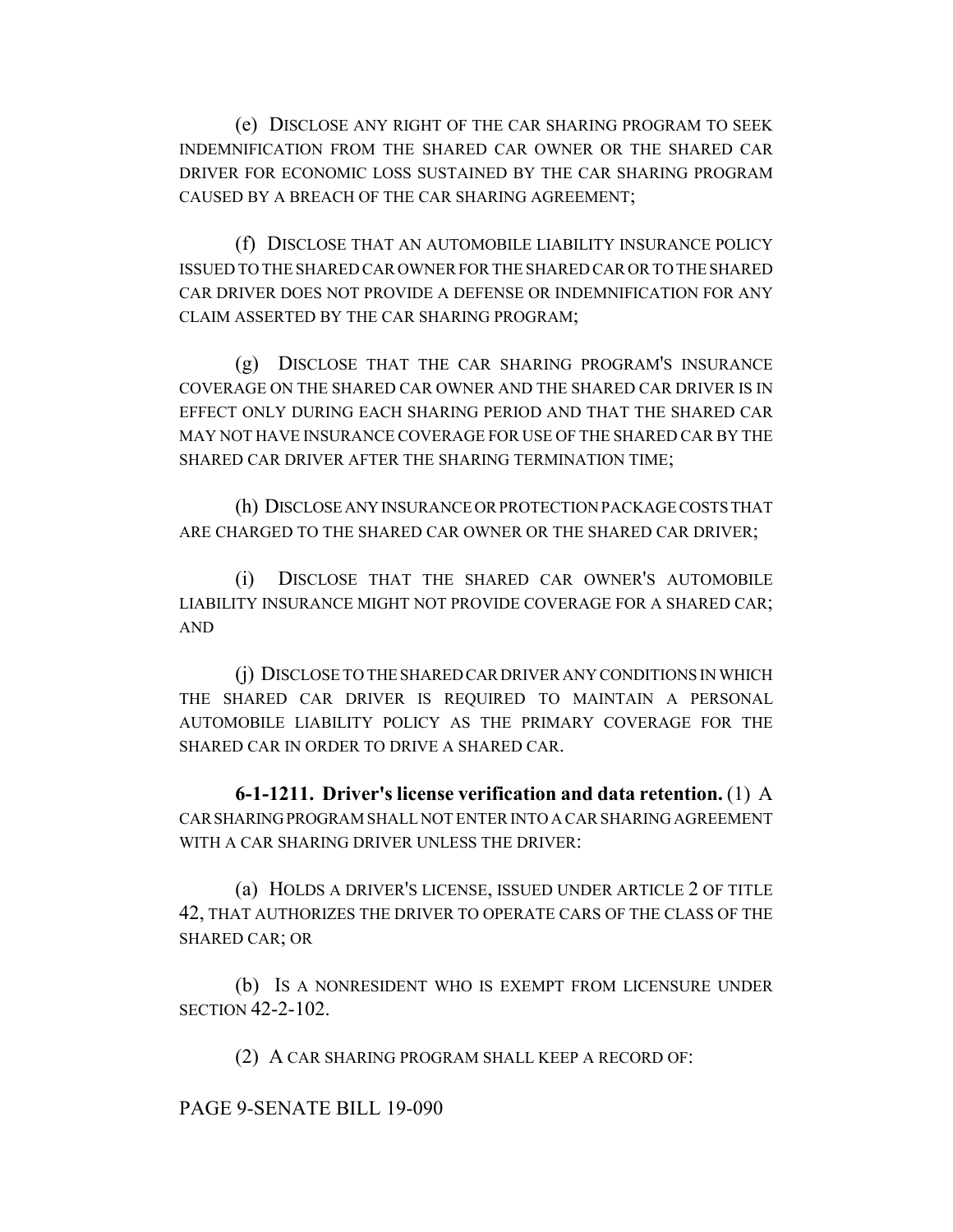(e) DISCLOSE ANY RIGHT OF THE CAR SHARING PROGRAM TO SEEK INDEMNIFICATION FROM THE SHARED CAR OWNER OR THE SHARED CAR DRIVER FOR ECONOMIC LOSS SUSTAINED BY THE CAR SHARING PROGRAM CAUSED BY A BREACH OF THE CAR SHARING AGREEMENT;

(f) DISCLOSE THAT AN AUTOMOBILE LIABILITY INSURANCE POLICY ISSUED TO THE SHARED CAR OWNER FOR THE SHARED CAR OR TO THE SHARED CAR DRIVER DOES NOT PROVIDE A DEFENSE OR INDEMNIFICATION FOR ANY CLAIM ASSERTED BY THE CAR SHARING PROGRAM;

(g) DISCLOSE THAT THE CAR SHARING PROGRAM'S INSURANCE COVERAGE ON THE SHARED CAR OWNER AND THE SHARED CAR DRIVER IS IN EFFECT ONLY DURING EACH SHARING PERIOD AND THAT THE SHARED CAR MAY NOT HAVE INSURANCE COVERAGE FOR USE OF THE SHARED CAR BY THE SHARED CAR DRIVER AFTER THE SHARING TERMINATION TIME;

(h) DISCLOSE ANY INSURANCE OR PROTECTION PACKAGE COSTS THAT ARE CHARGED TO THE SHARED CAR OWNER OR THE SHARED CAR DRIVER;

(i) DISCLOSE THAT THE SHARED CAR OWNER'S AUTOMOBILE LIABILITY INSURANCE MIGHT NOT PROVIDE COVERAGE FOR A SHARED CAR; AND

(j) DISCLOSE TO THE SHARED CAR DRIVER ANY CONDITIONS IN WHICH THE SHARED CAR DRIVER IS REQUIRED TO MAINTAIN A PERSONAL AUTOMOBILE LIABILITY POLICY AS THE PRIMARY COVERAGE FOR THE SHARED CAR IN ORDER TO DRIVE A SHARED CAR.

**6-1-1211. Driver's license verification and data retention.** (1) A CAR SHARING PROGRAM SHALL NOT ENTER INTO A CAR SHARING AGREEMENT WITH A CAR SHARING DRIVER UNLESS THE DRIVER:

(a) HOLDS A DRIVER'S LICENSE, ISSUED UNDER ARTICLE 2 OF TITLE 42, THAT AUTHORIZES THE DRIVER TO OPERATE CARS OF THE CLASS OF THE SHARED CAR; OR

(b) IS A NONRESIDENT WHO IS EXEMPT FROM LICENSURE UNDER SECTION 42-2-102.

(2) A CAR SHARING PROGRAM SHALL KEEP A RECORD OF: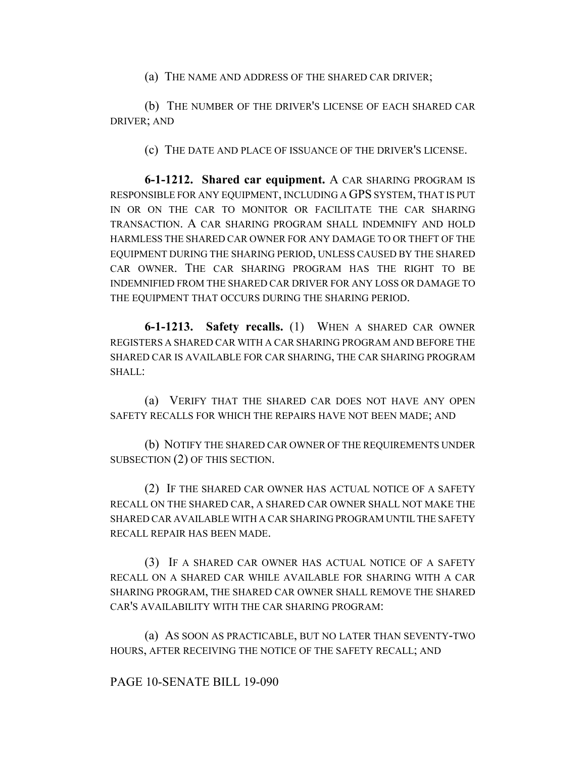(a) THE NAME AND ADDRESS OF THE SHARED CAR DRIVER;

(b) THE NUMBER OF THE DRIVER'S LICENSE OF EACH SHARED CAR DRIVER; AND

(c) THE DATE AND PLACE OF ISSUANCE OF THE DRIVER'S LICENSE.

**6-1-1212. Shared car equipment.** A CAR SHARING PROGRAM IS RESPONSIBLE FOR ANY EQUIPMENT, INCLUDING A GPS SYSTEM, THAT IS PUT IN OR ON THE CAR TO MONITOR OR FACILITATE THE CAR SHARING TRANSACTION. A CAR SHARING PROGRAM SHALL INDEMNIFY AND HOLD HARMLESS THE SHARED CAR OWNER FOR ANY DAMAGE TO OR THEFT OF THE EQUIPMENT DURING THE SHARING PERIOD, UNLESS CAUSED BY THE SHARED CAR OWNER. THE CAR SHARING PROGRAM HAS THE RIGHT TO BE INDEMNIFIED FROM THE SHARED CAR DRIVER FOR ANY LOSS OR DAMAGE TO THE EQUIPMENT THAT OCCURS DURING THE SHARING PERIOD.

**6-1-1213. Safety recalls.** (1) WHEN A SHARED CAR OWNER REGISTERS A SHARED CAR WITH A CAR SHARING PROGRAM AND BEFORE THE SHARED CAR IS AVAILABLE FOR CAR SHARING, THE CAR SHARING PROGRAM SHALL:

(a) VERIFY THAT THE SHARED CAR DOES NOT HAVE ANY OPEN SAFETY RECALLS FOR WHICH THE REPAIRS HAVE NOT BEEN MADE; AND

(b) NOTIFY THE SHARED CAR OWNER OF THE REQUIREMENTS UNDER SUBSECTION (2) OF THIS SECTION.

(2) IF THE SHARED CAR OWNER HAS ACTUAL NOTICE OF A SAFETY RECALL ON THE SHARED CAR, A SHARED CAR OWNER SHALL NOT MAKE THE SHARED CAR AVAILABLE WITH A CAR SHARING PROGRAM UNTIL THE SAFETY RECALL REPAIR HAS BEEN MADE.

(3) IF A SHARED CAR OWNER HAS ACTUAL NOTICE OF A SAFETY RECALL ON A SHARED CAR WHILE AVAILABLE FOR SHARING WITH A CAR SHARING PROGRAM, THE SHARED CAR OWNER SHALL REMOVE THE SHARED CAR'S AVAILABILITY WITH THE CAR SHARING PROGRAM:

(a) AS SOON AS PRACTICABLE, BUT NO LATER THAN SEVENTY-TWO HOURS, AFTER RECEIVING THE NOTICE OF THE SAFETY RECALL; AND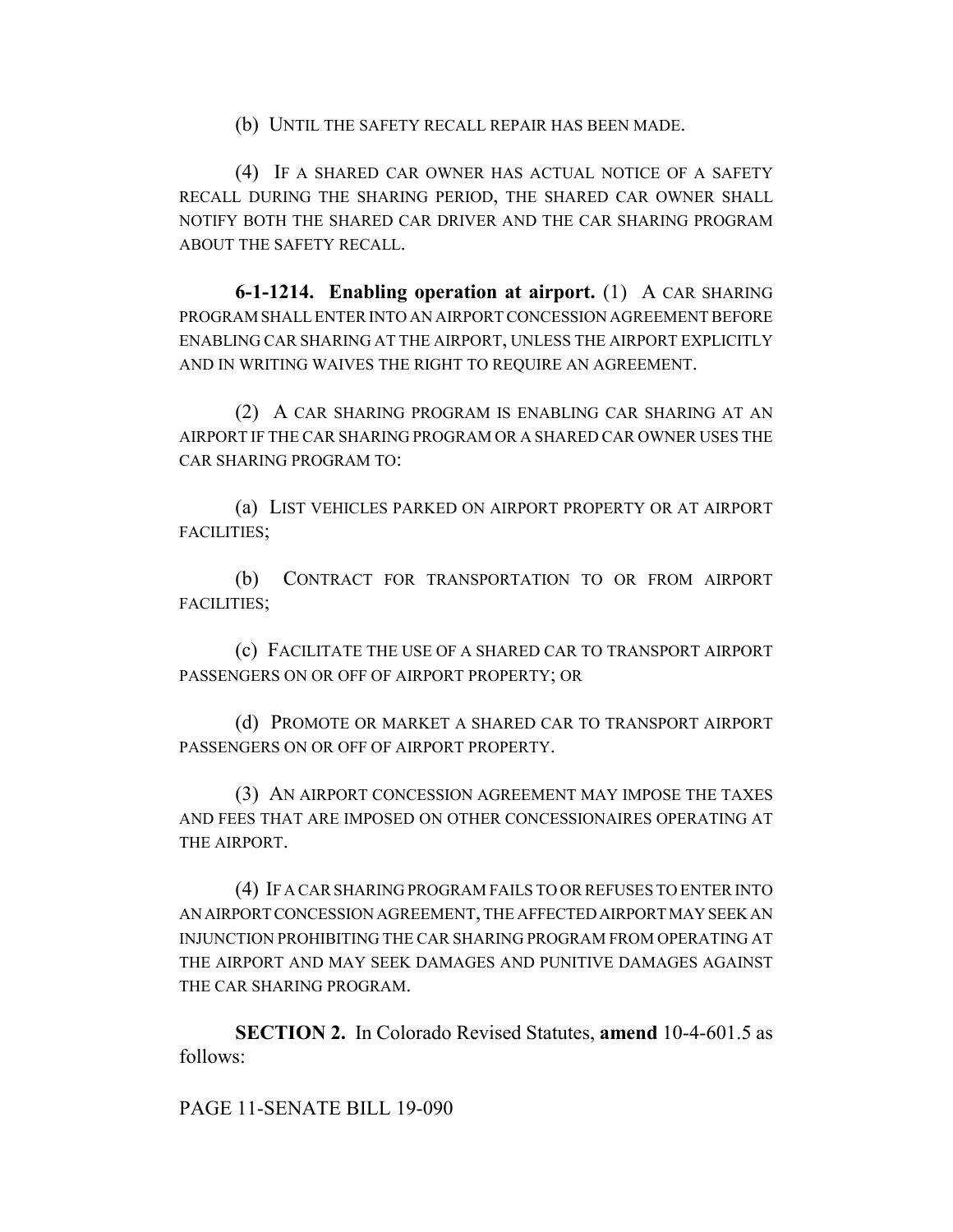(b) UNTIL THE SAFETY RECALL REPAIR HAS BEEN MADE.

(4) IF A SHARED CAR OWNER HAS ACTUAL NOTICE OF A SAFETY RECALL DURING THE SHARING PERIOD, THE SHARED CAR OWNER SHALL NOTIFY BOTH THE SHARED CAR DRIVER AND THE CAR SHARING PROGRAM ABOUT THE SAFETY RECALL.

**6-1-1214. Enabling operation at airport.** (1) A CAR SHARING PROGRAM SHALL ENTER INTO AN AIRPORT CONCESSION AGREEMENT BEFORE ENABLING CAR SHARING AT THE AIRPORT, UNLESS THE AIRPORT EXPLICITLY AND IN WRITING WAIVES THE RIGHT TO REQUIRE AN AGREEMENT.

(2) A CAR SHARING PROGRAM IS ENABLING CAR SHARING AT AN AIRPORT IF THE CAR SHARING PROGRAM OR A SHARED CAR OWNER USES THE CAR SHARING PROGRAM TO:

(a) LIST VEHICLES PARKED ON AIRPORT PROPERTY OR AT AIRPORT FACILITIES;

(b) CONTRACT FOR TRANSPORTATION TO OR FROM AIRPORT FACILITIES;

(c) FACILITATE THE USE OF A SHARED CAR TO TRANSPORT AIRPORT PASSENGERS ON OR OFF OF AIRPORT PROPERTY; OR

(d) PROMOTE OR MARKET A SHARED CAR TO TRANSPORT AIRPORT PASSENGERS ON OR OFF OF AIRPORT PROPERTY.

(3) AN AIRPORT CONCESSION AGREEMENT MAY IMPOSE THE TAXES AND FEES THAT ARE IMPOSED ON OTHER CONCESSIONAIRES OPERATING AT THE AIRPORT.

(4) IF A CAR SHARING PROGRAM FAILS TO OR REFUSES TO ENTER INTO AN AIRPORT CONCESSION AGREEMENT, THE AFFECTED AIRPORT MAY SEEK AN INJUNCTION PROHIBITING THE CAR SHARING PROGRAM FROM OPERATING AT THE AIRPORT AND MAY SEEK DAMAGES AND PUNITIVE DAMAGES AGAINST THE CAR SHARING PROGRAM.

**SECTION 2.** In Colorado Revised Statutes, **amend** 10-4-601.5 as follows: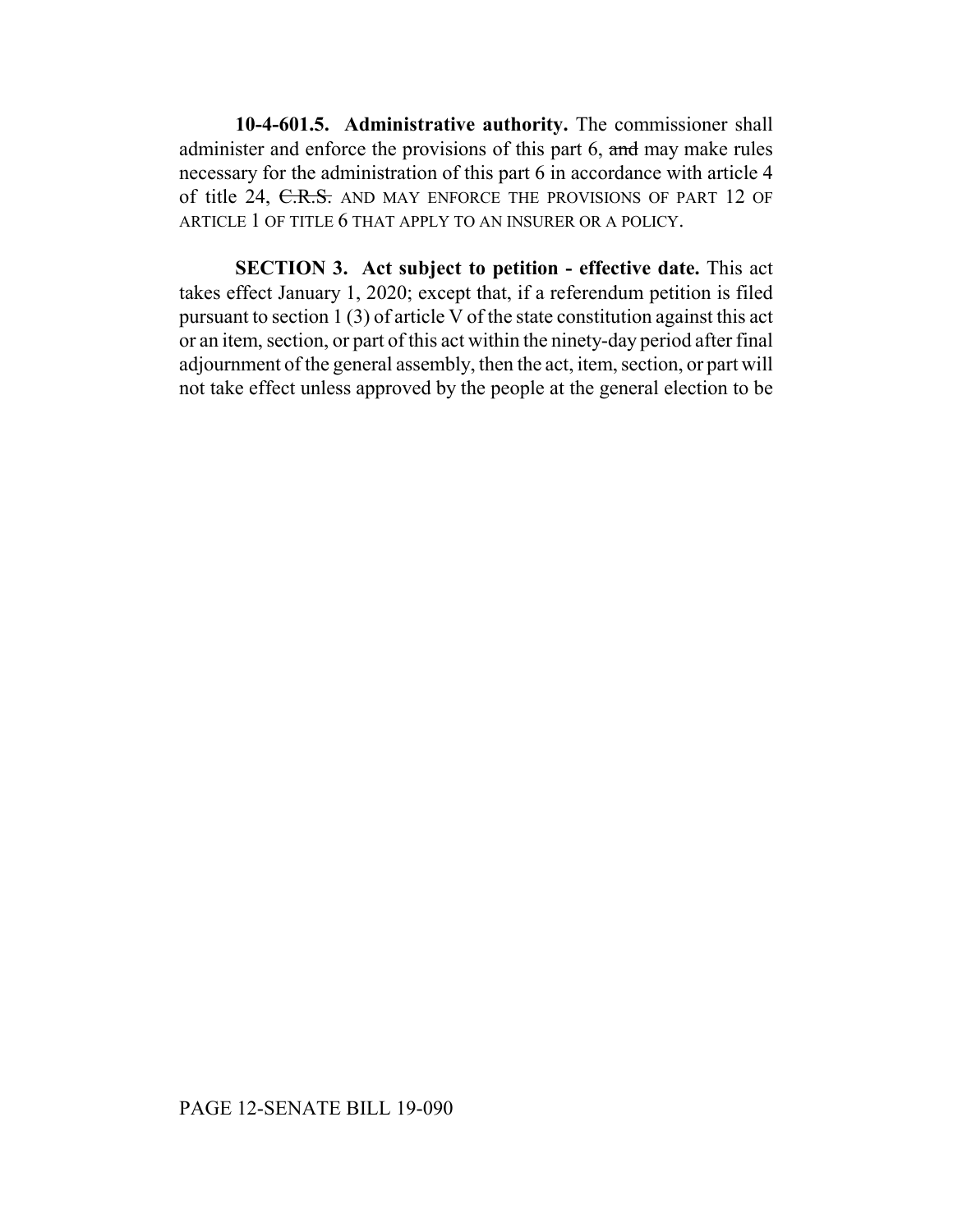**10-4-601.5. Administrative authority.** The commissioner shall administer and enforce the provisions of this part 6, ~~and~~ may make rules necessary for the administration of this part 6 in accordance with article 4 of title 24, ~~C.R.S.~~ AND MAY ENFORCE THE PROVISIONS OF PART 12 OF ARTICLE 1 OF TITLE 6 THAT APPLY TO AN INSURER OR A POLICY.

**SECTION 3. Act subject to petition - effective date.** This act takes effect January 1, 2020; except that, if a referendum petition is filed pursuant to section 1 (3) of article V of the state constitution against this act or an item, section, or part of this act within the ninety-day period after final adjournment of the general assembly, then the act, item, section, or part will not take effect unless approved by the people at the general election to be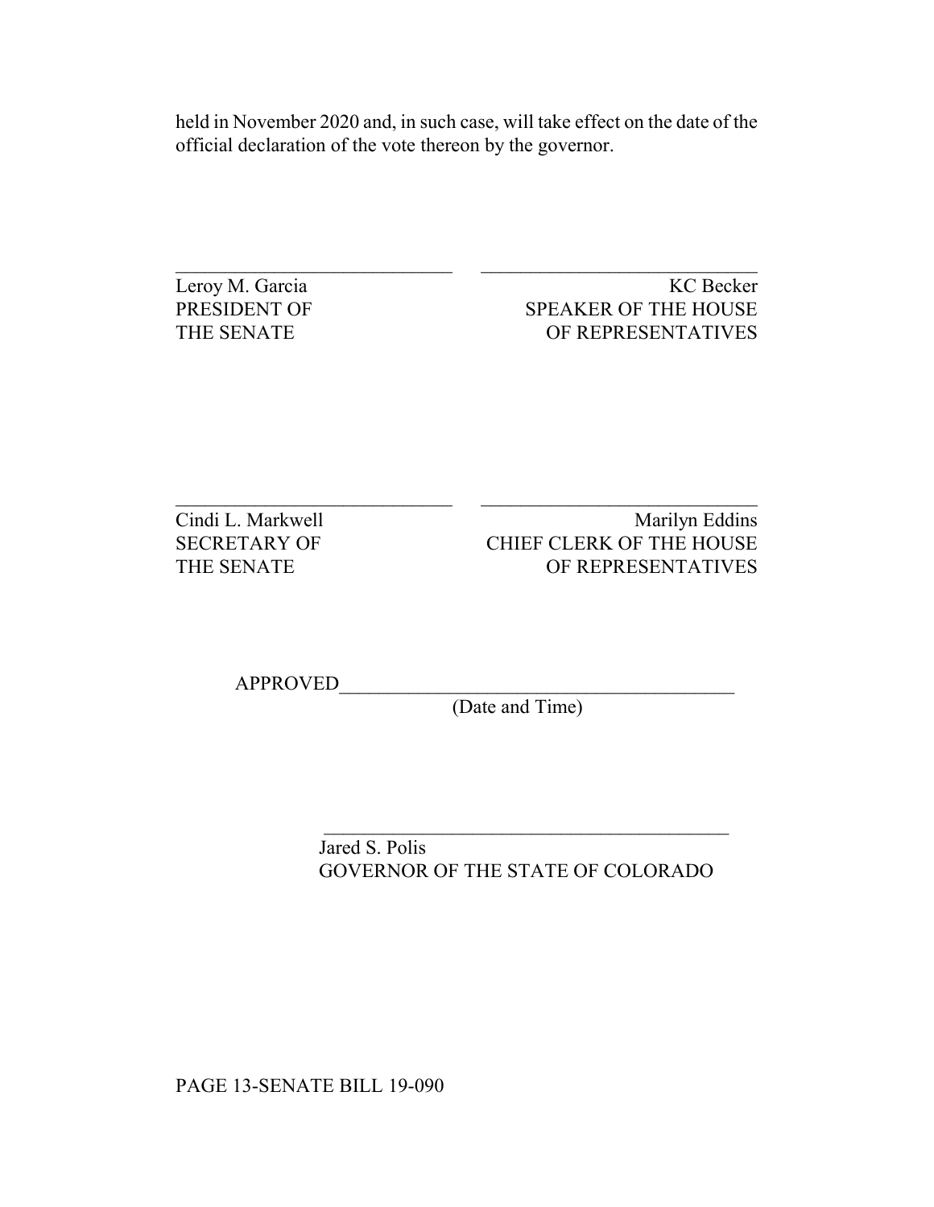held in November 2020 and, in such case, will take effect on the date of the official declaration of the vote thereon by the governor.

| | |
|---|---|
| ____________________________ | ____________________________ |
| Leroy M. Garcia | KC Becker |
| PRESIDENT OF | SPEAKER OF THE HOUSE |
| THE SENATE | OF REPRESENTATIVES |

| | |
|---|---|
| ____________________________ | ____________________________ |
| Cindi L. Markwell | Marilyn Eddins |
| SECRETARY OF | CHIEF CLERK OF THE HOUSE |
| THE SENATE | OF REPRESENTATIVES |

APPROVED________________________________________
(Date and Time)

_________________________________________
Jared S. Polis
GOVERNOR OF THE STATE OF COLORADO

PAGE 13-SENATE BILL 19-090